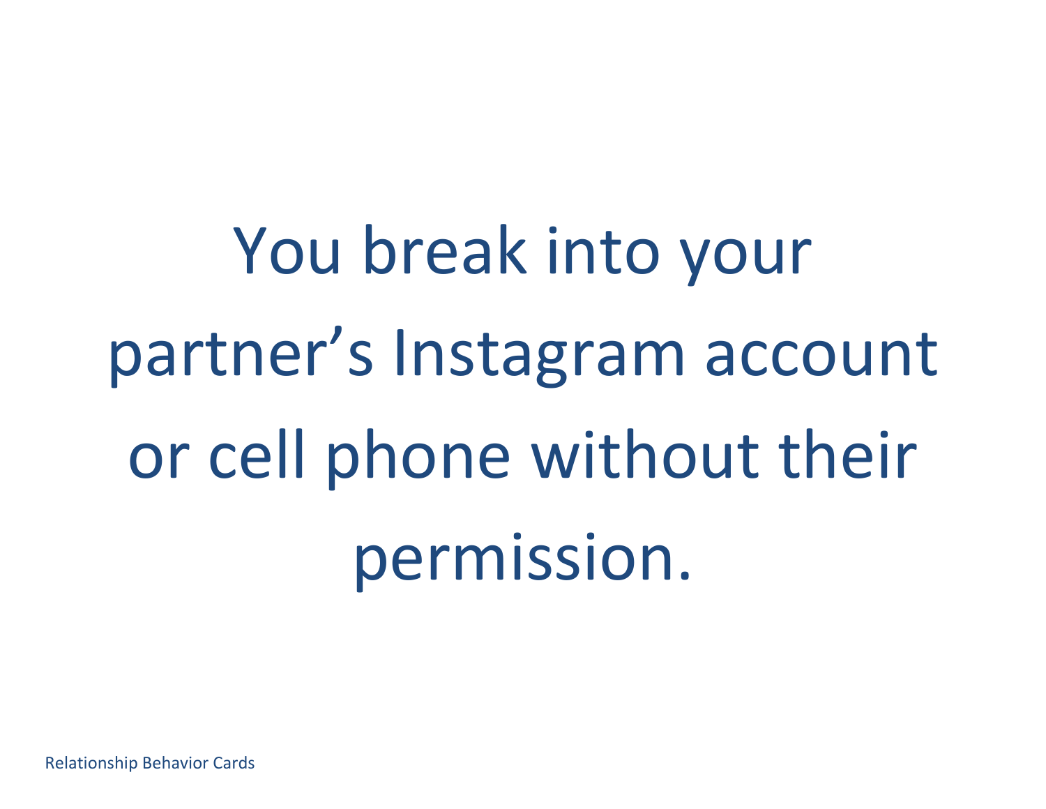You break into your partner's Instagram account or cell phone without their permission.

Relationship Behavior Cards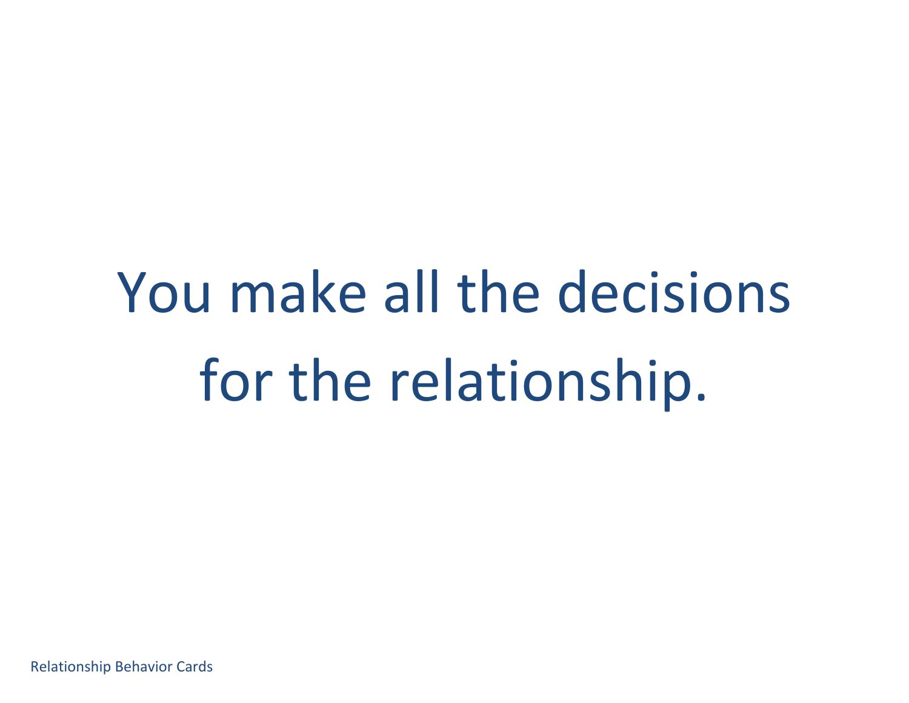You make all the decisions for the relationship.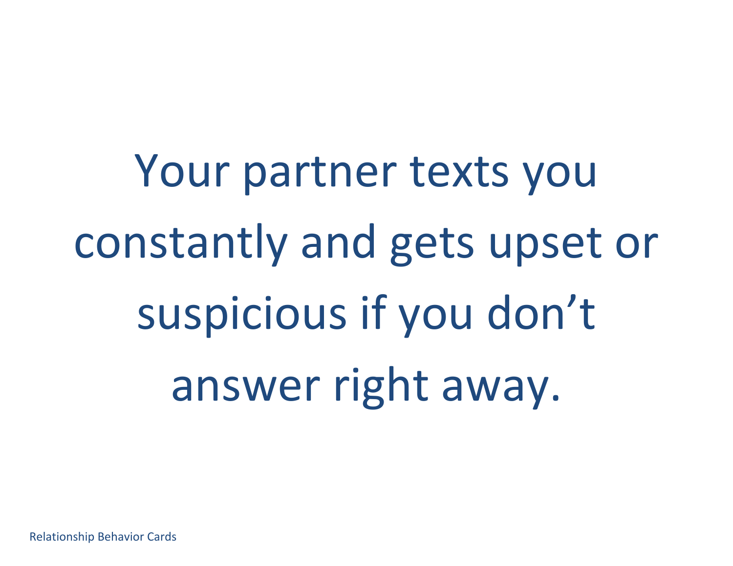Your partner texts you constantly and gets upset or suspicious if you don't answer right away.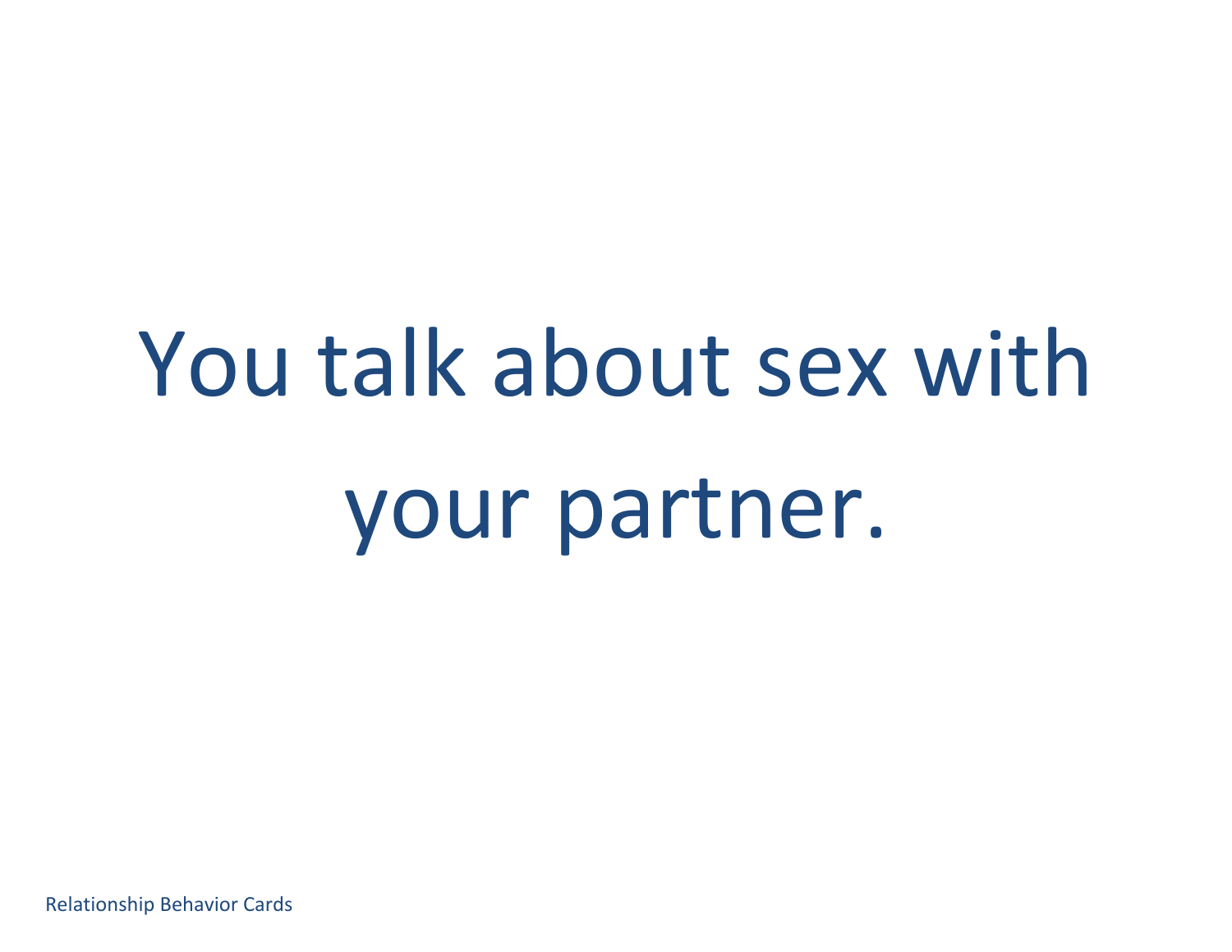You talk about sex with your partner.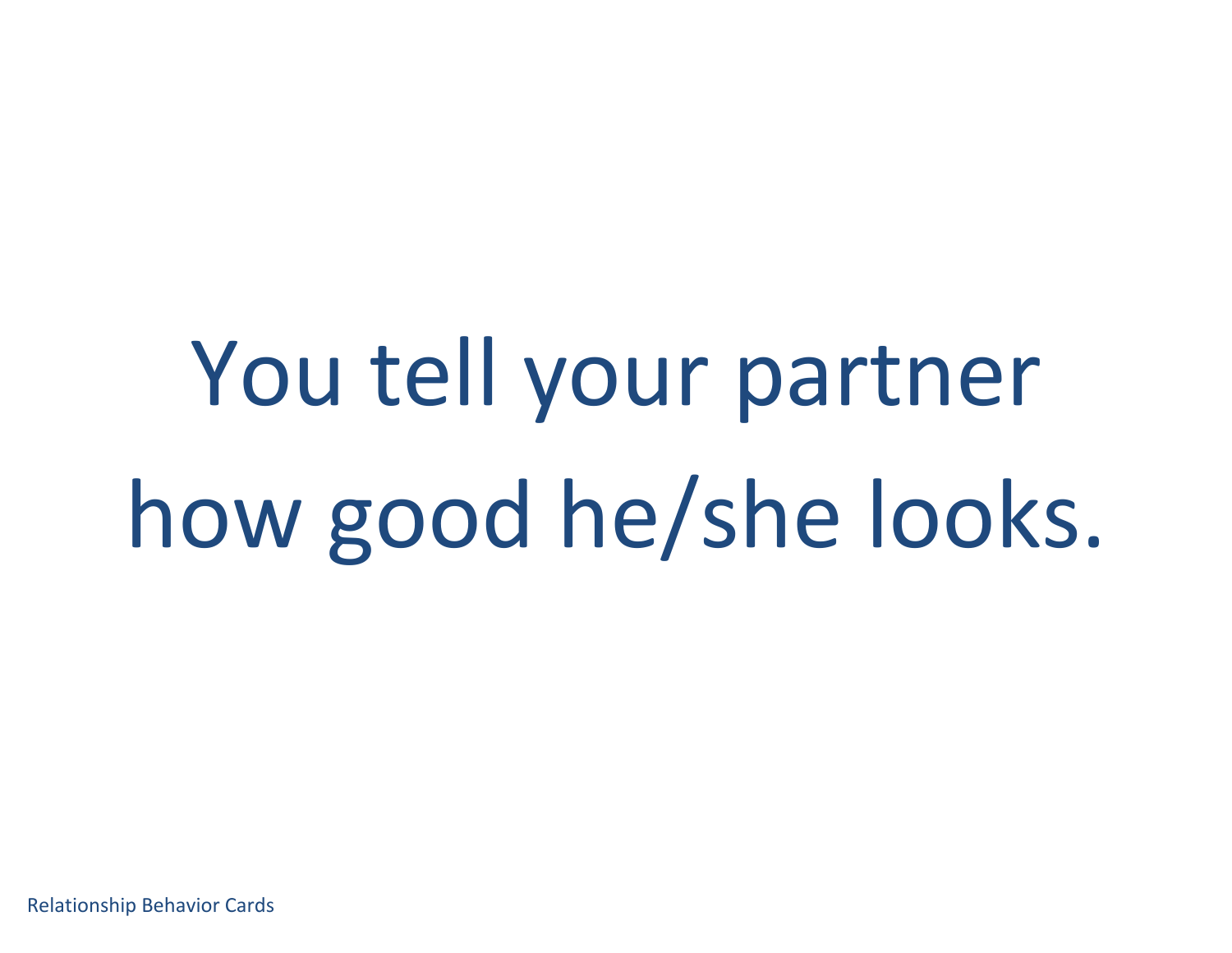You tell your partner how good he/she looks.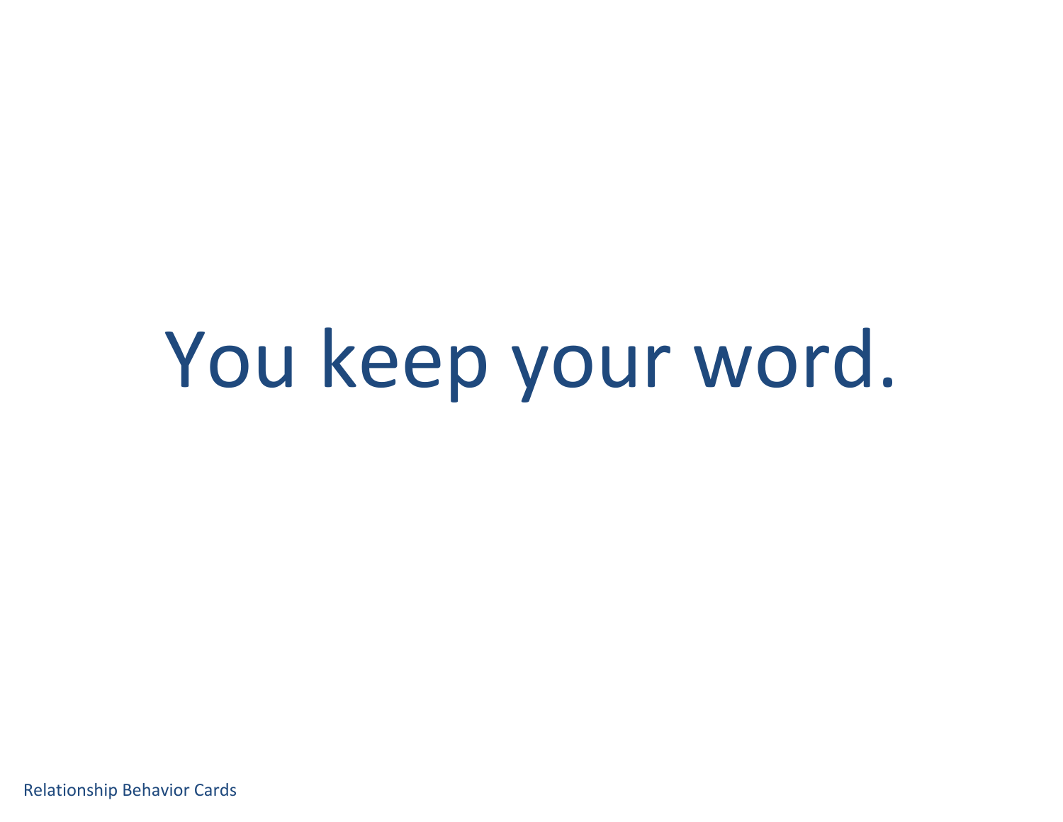You keep your word.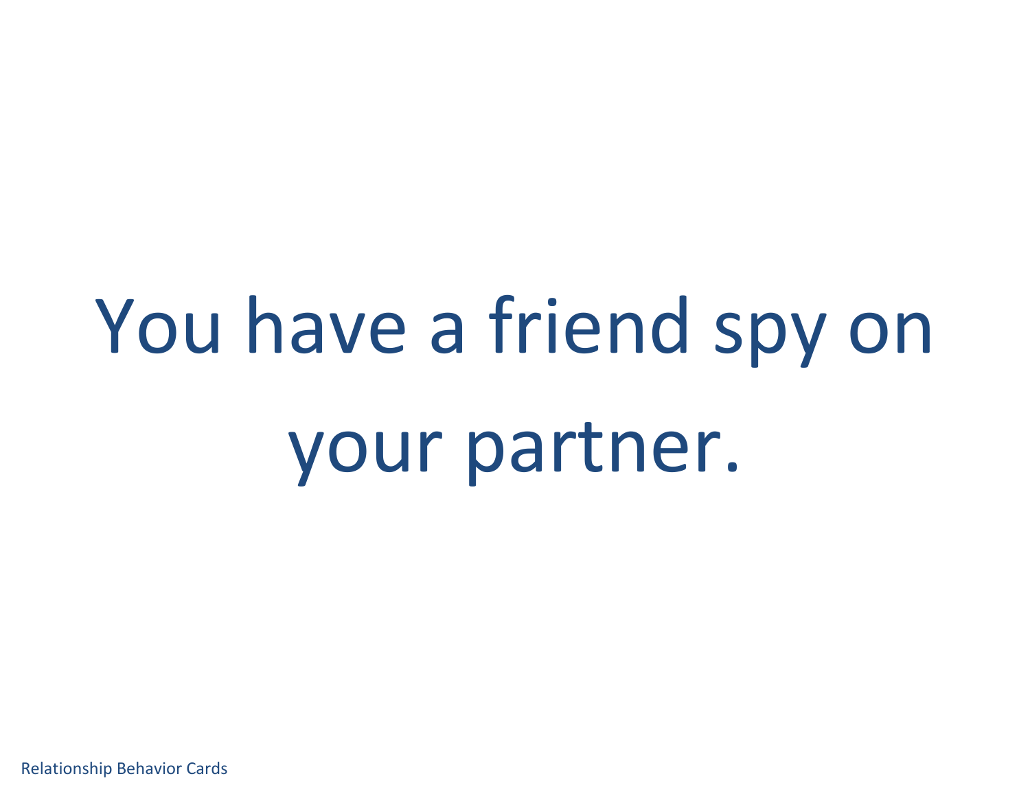You have a friend spy on your partner.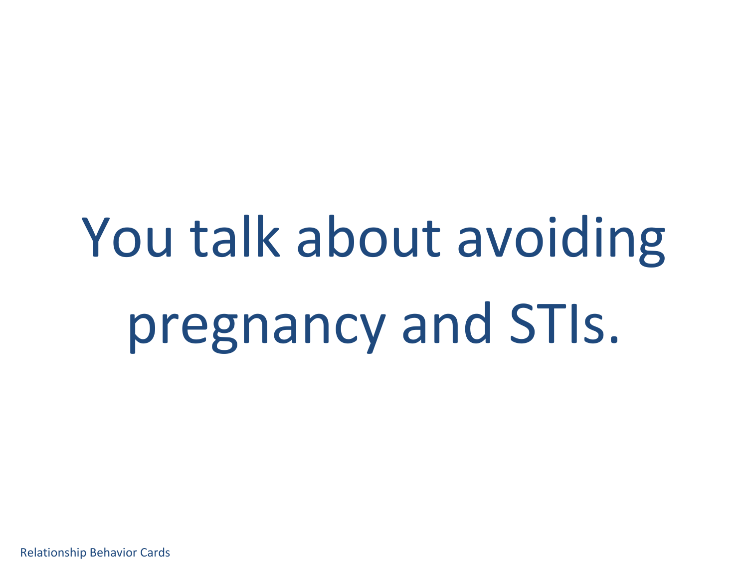You talk about avoiding pregnancy and STIs.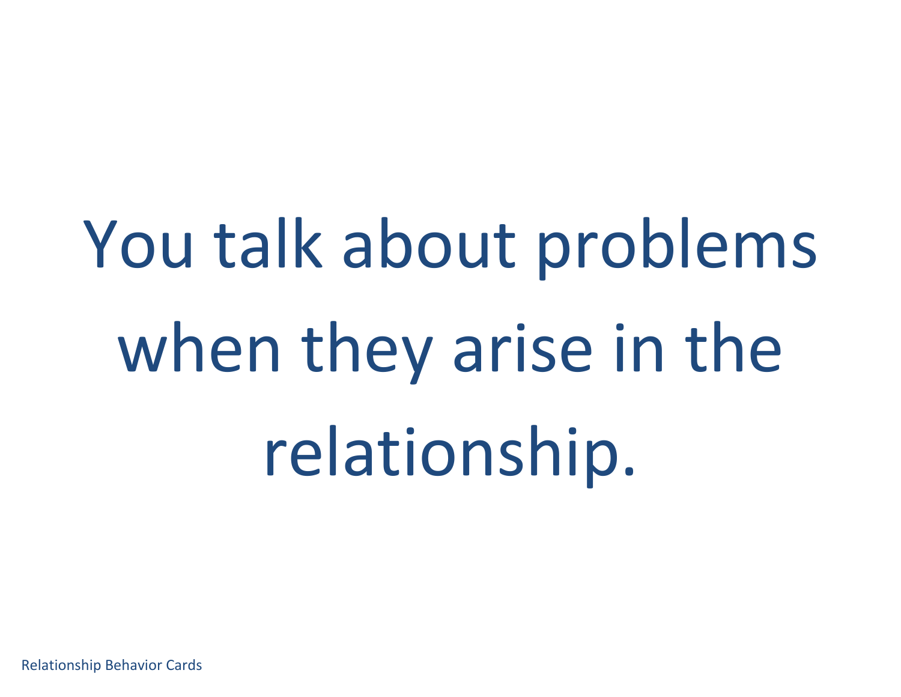You talk about problems when they arise in the relationship.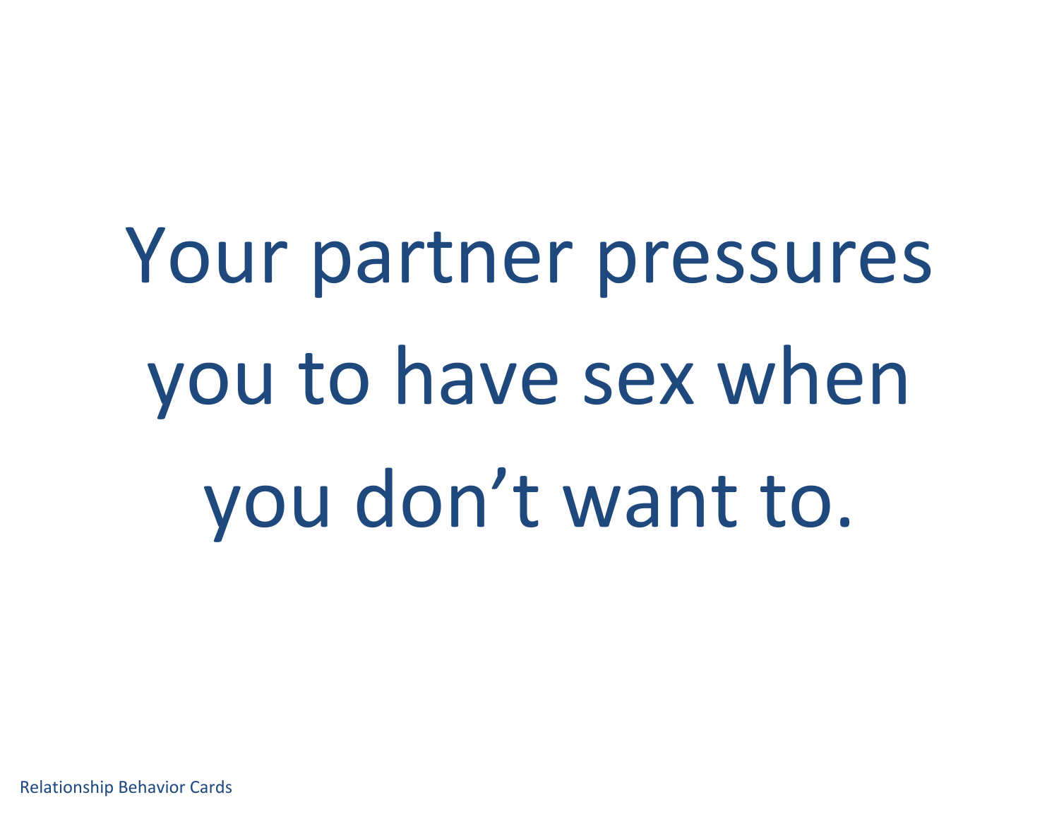Your partner pressures you to have sex when you don’t want to.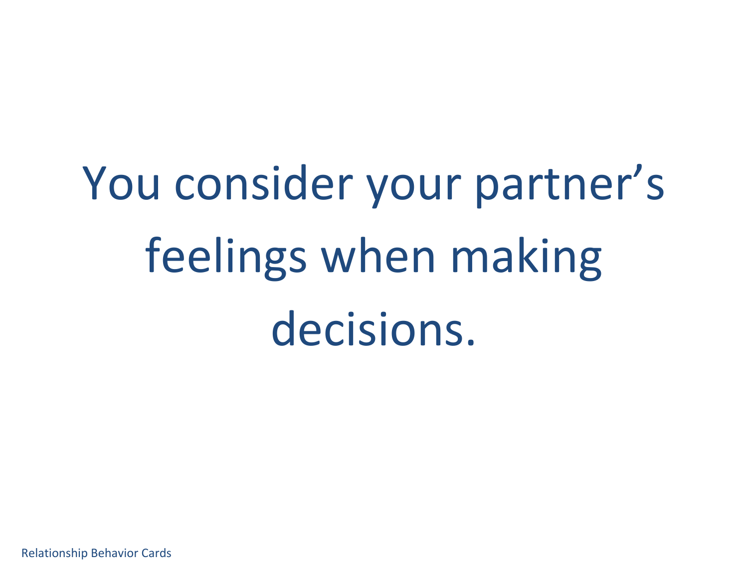You consider your partner’s feelings when making decisions.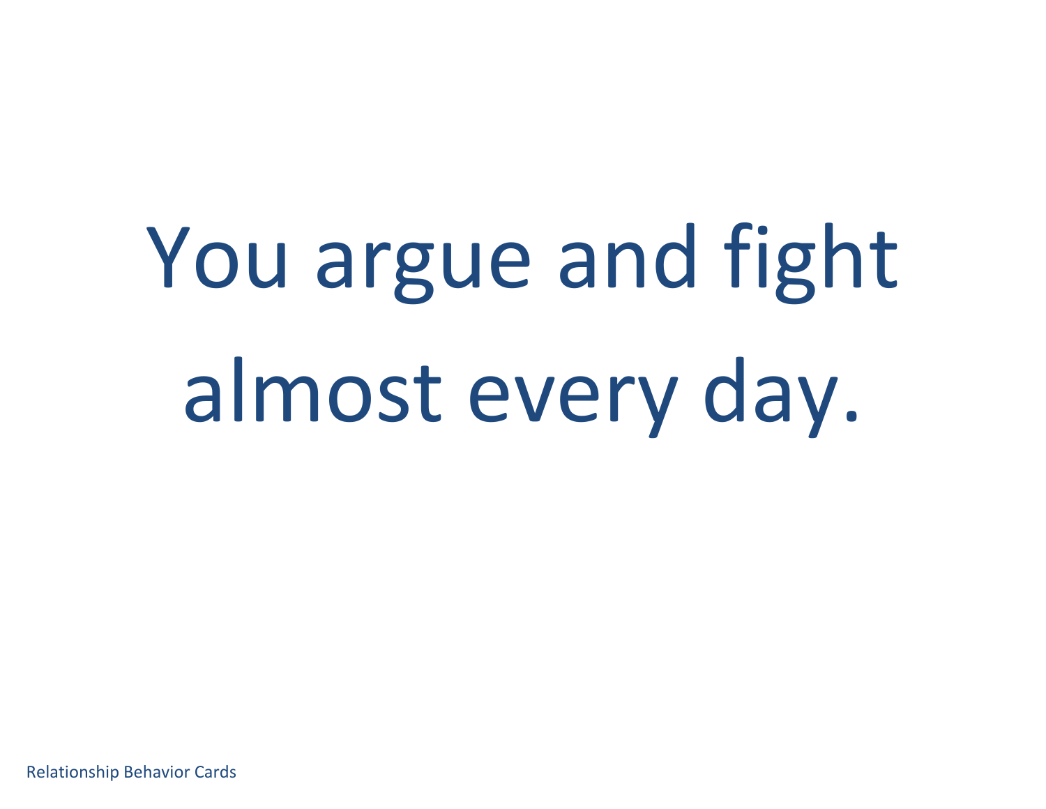You argue and fight almost every day.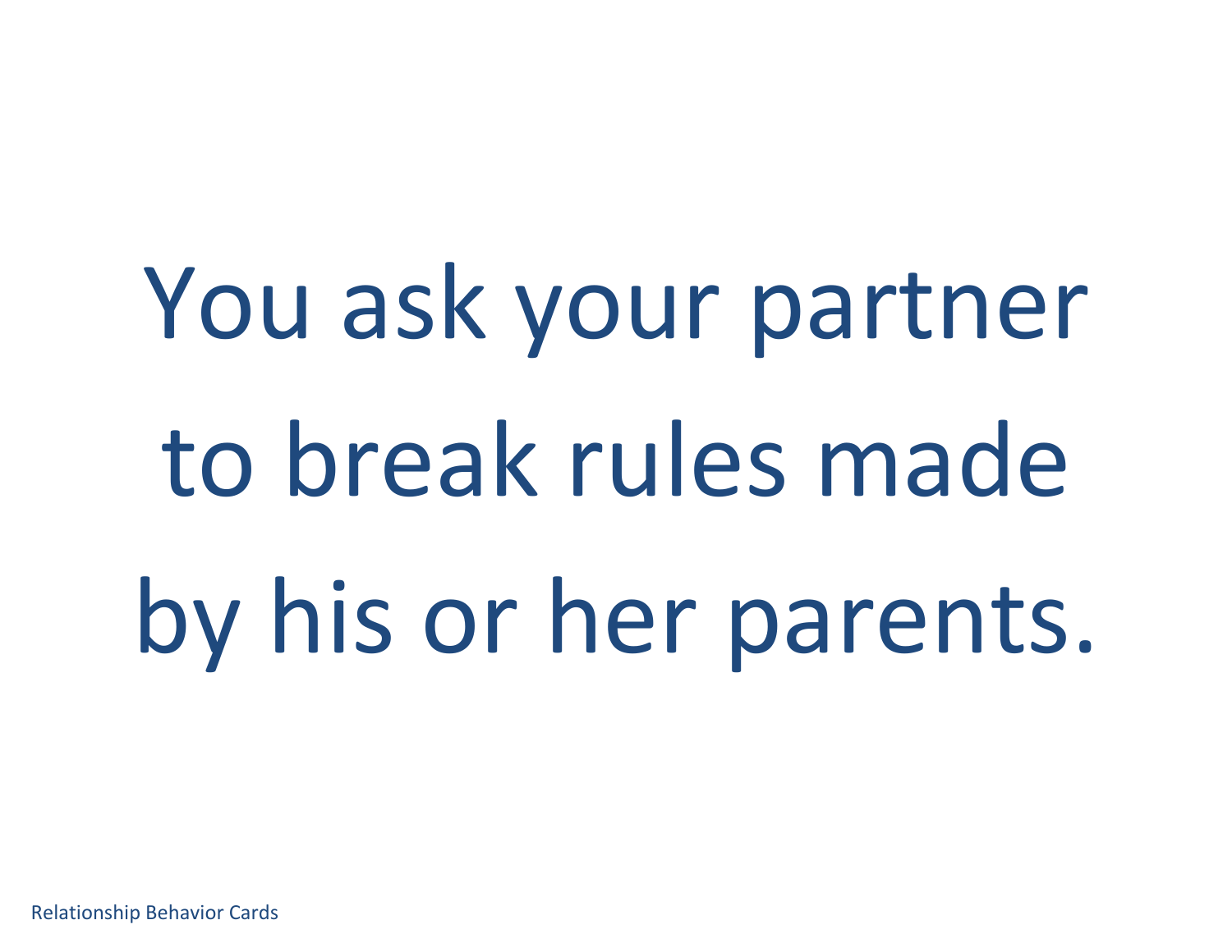You ask your partner to break rules made by his or her parents.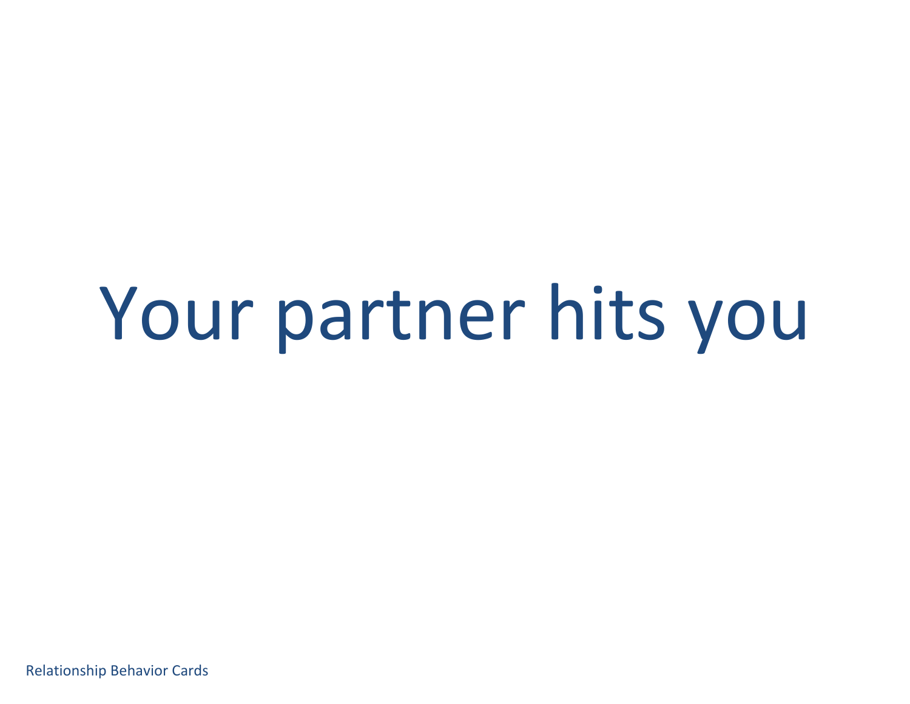# Your partner hits you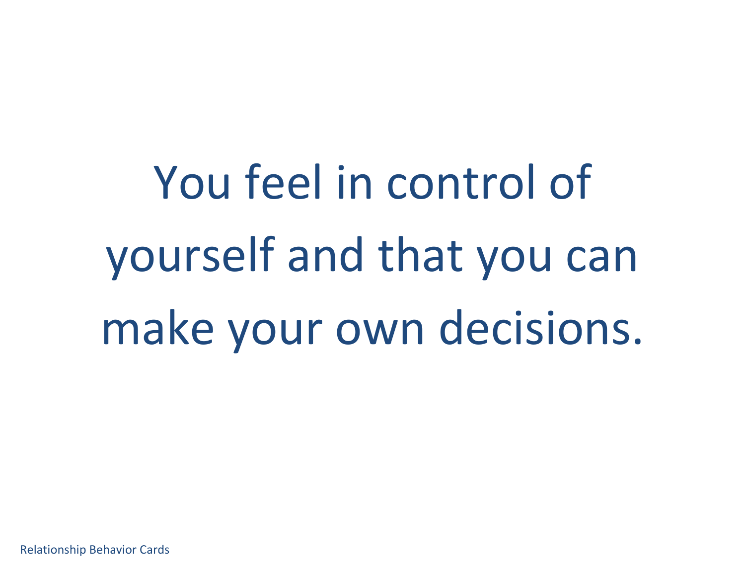You feel in control of yourself and that you can make your own decisions.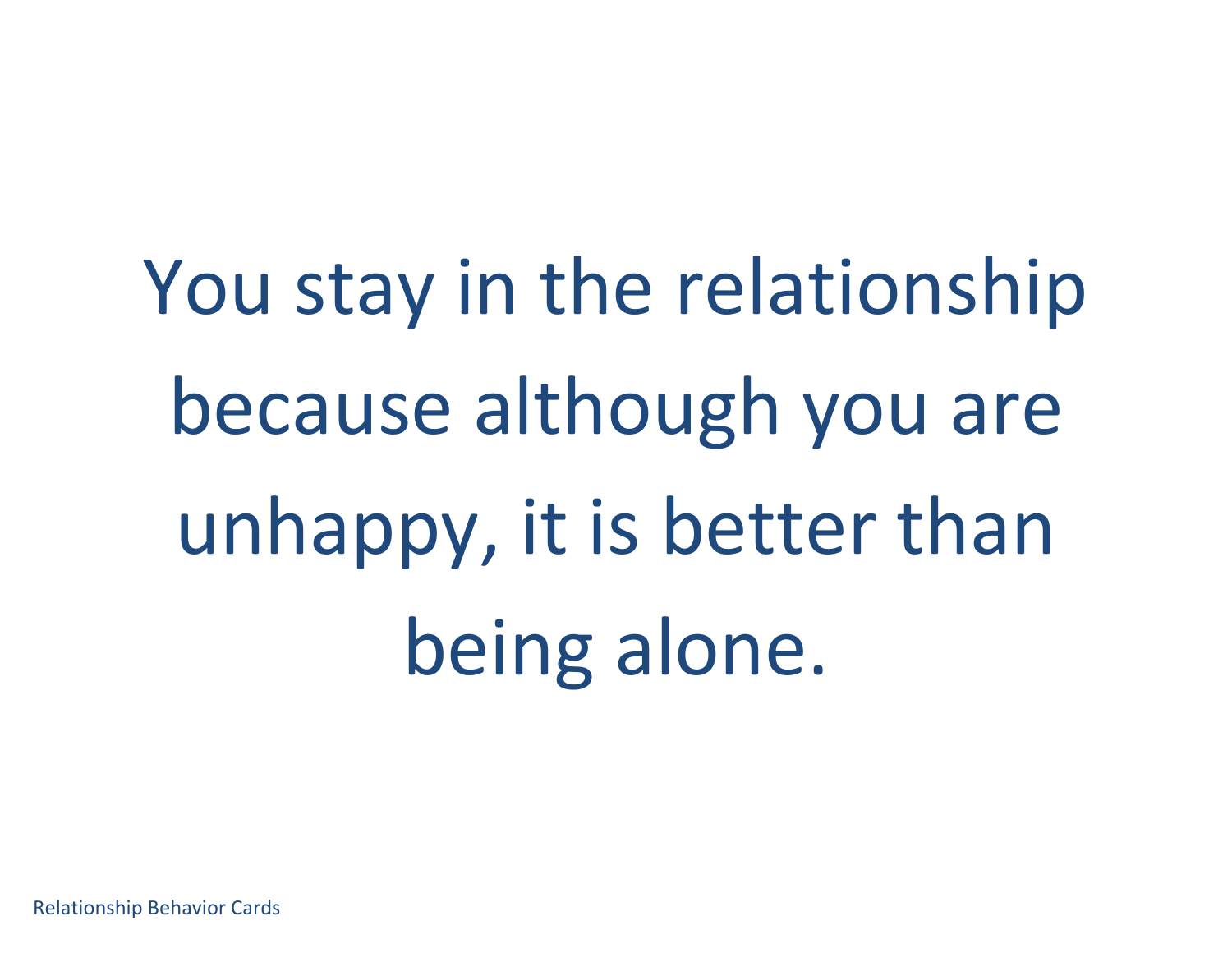You stay in the relationship because although you are unhappy, it is better than being alone.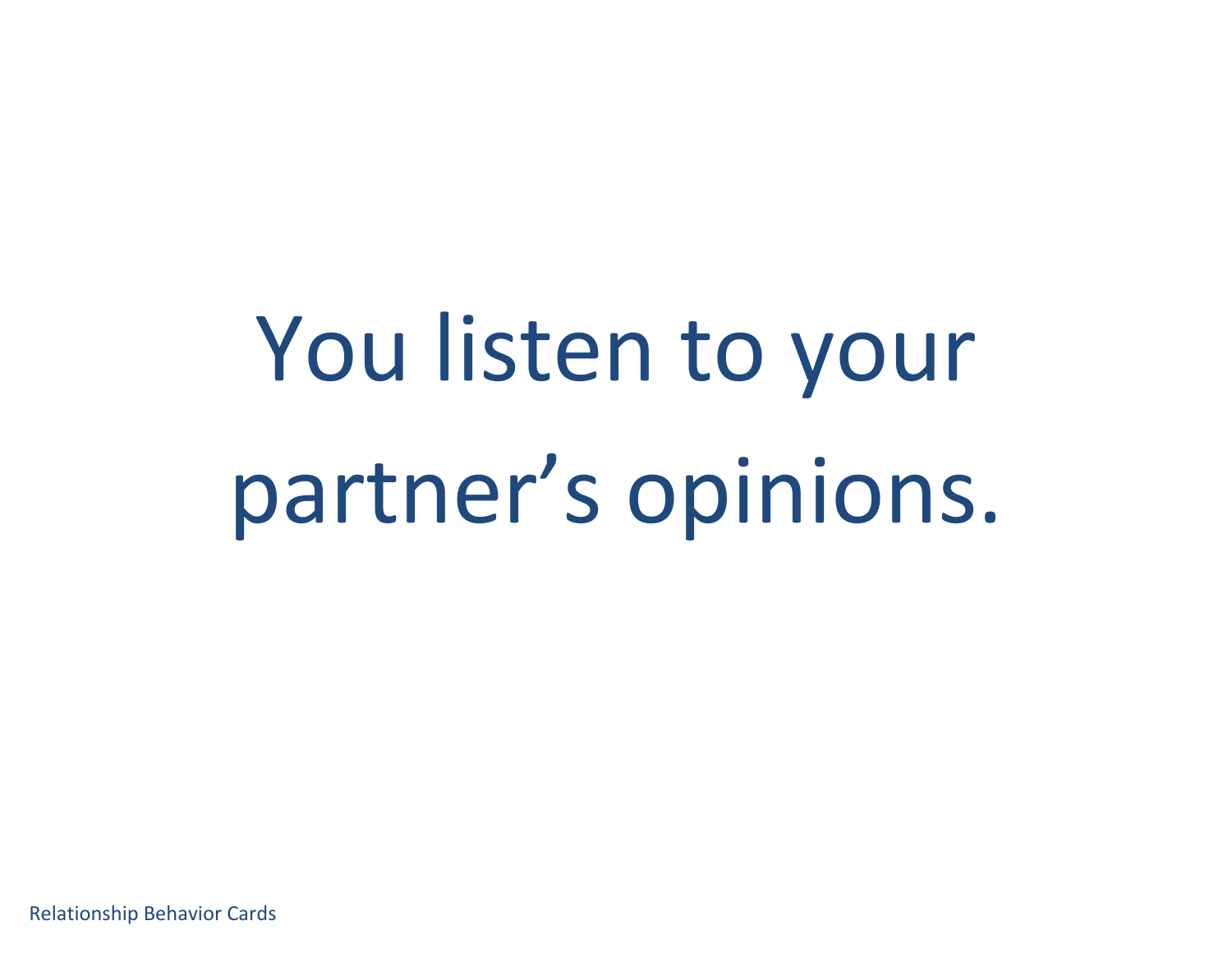You listen to your partner’s opinions.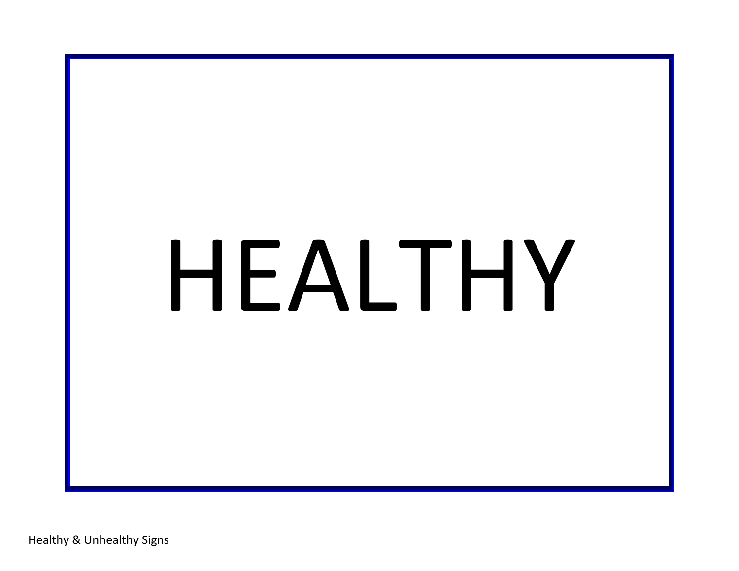# HEALTHY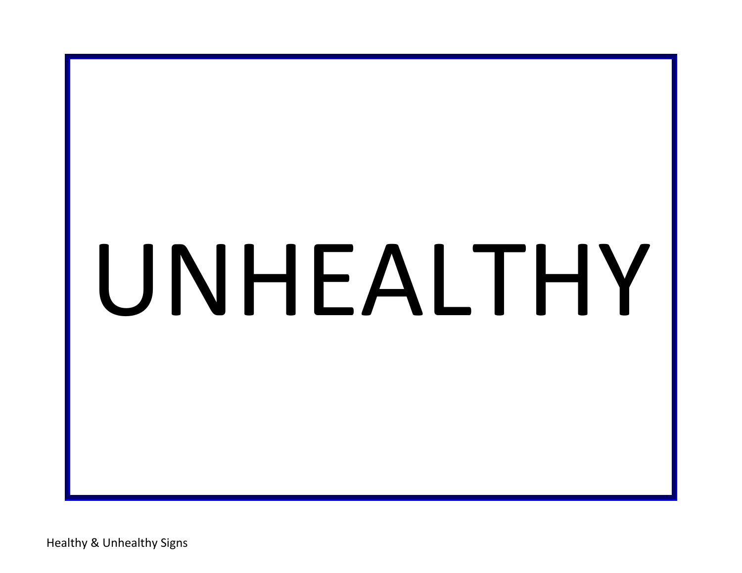# UNHEALTHY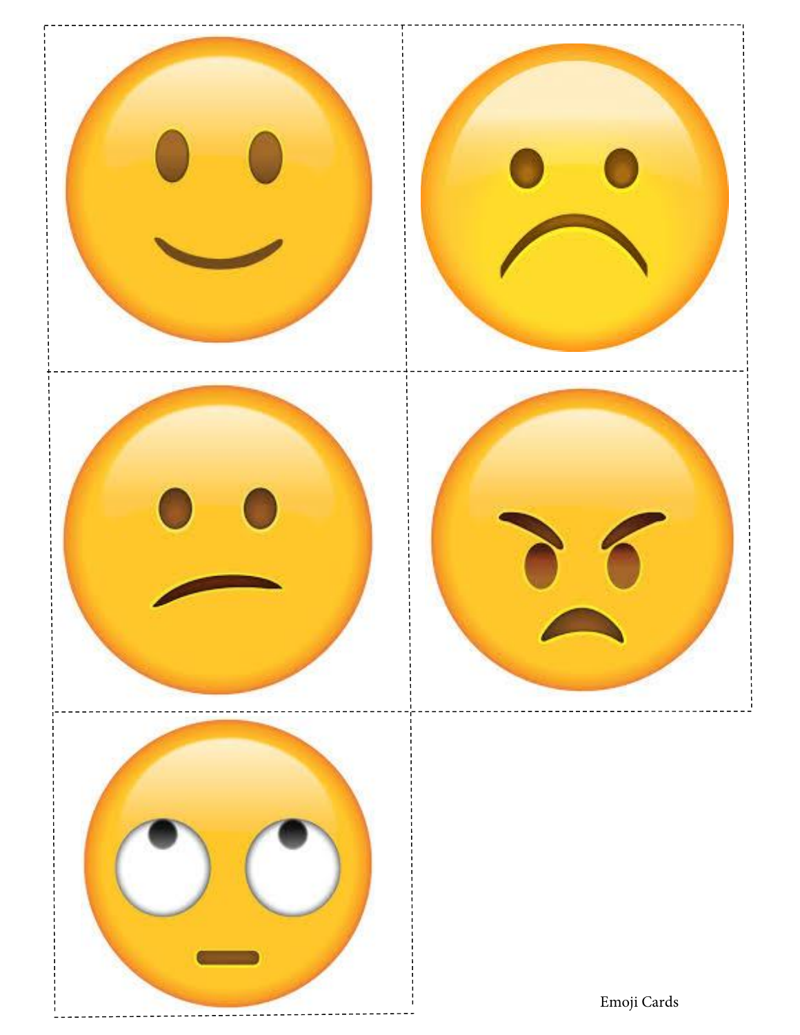Emoji Cards